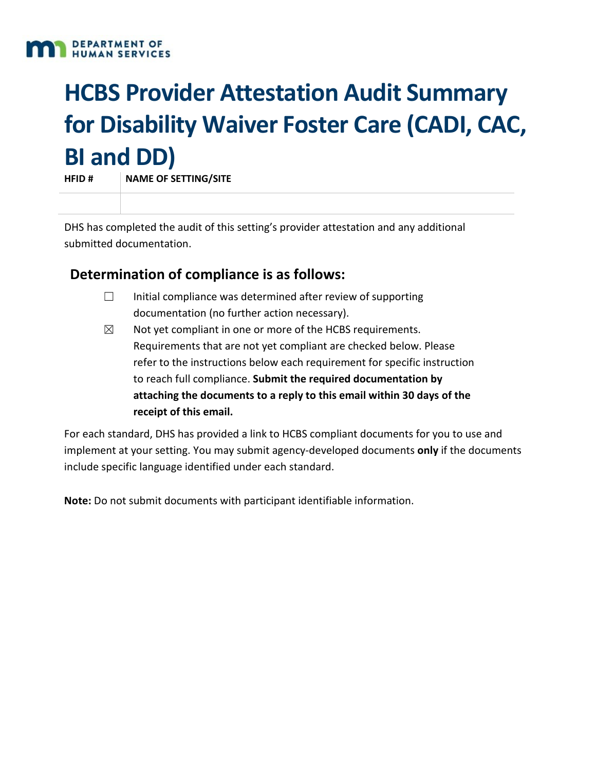DEPARTMENT OF HUMAN SERVICES

# HCBS Provider Attestation Audit Summary for Disability Waiver Foster Care (CADI, CAC, BI and DD)

| HFID # | NAME OF SETTING/SITE |
| --- | --- |
| | |

DHS has completed the audit of this setting's provider attestation and any additional submitted documentation.

## Determination of compliance is as follows:

- ☐ Initial compliance was determined after review of supporting documentation (no further action necessary).
- ☒ Not yet compliant in one or more of the HCBS requirements. Requirements that are not yet compliant are checked below. Please refer to the instructions below each requirement for specific instruction to reach full compliance. **Submit the required documentation by attaching the documents to a reply to this email within 30 days of the receipt of this email.**

For each standard, DHS has provided a link to HCBS compliant documents for you to use and implement at your setting. You may submit agency-developed documents **only** if the documents include specific language identified under each standard.

**Note:** Do not submit documents with participant identifiable information.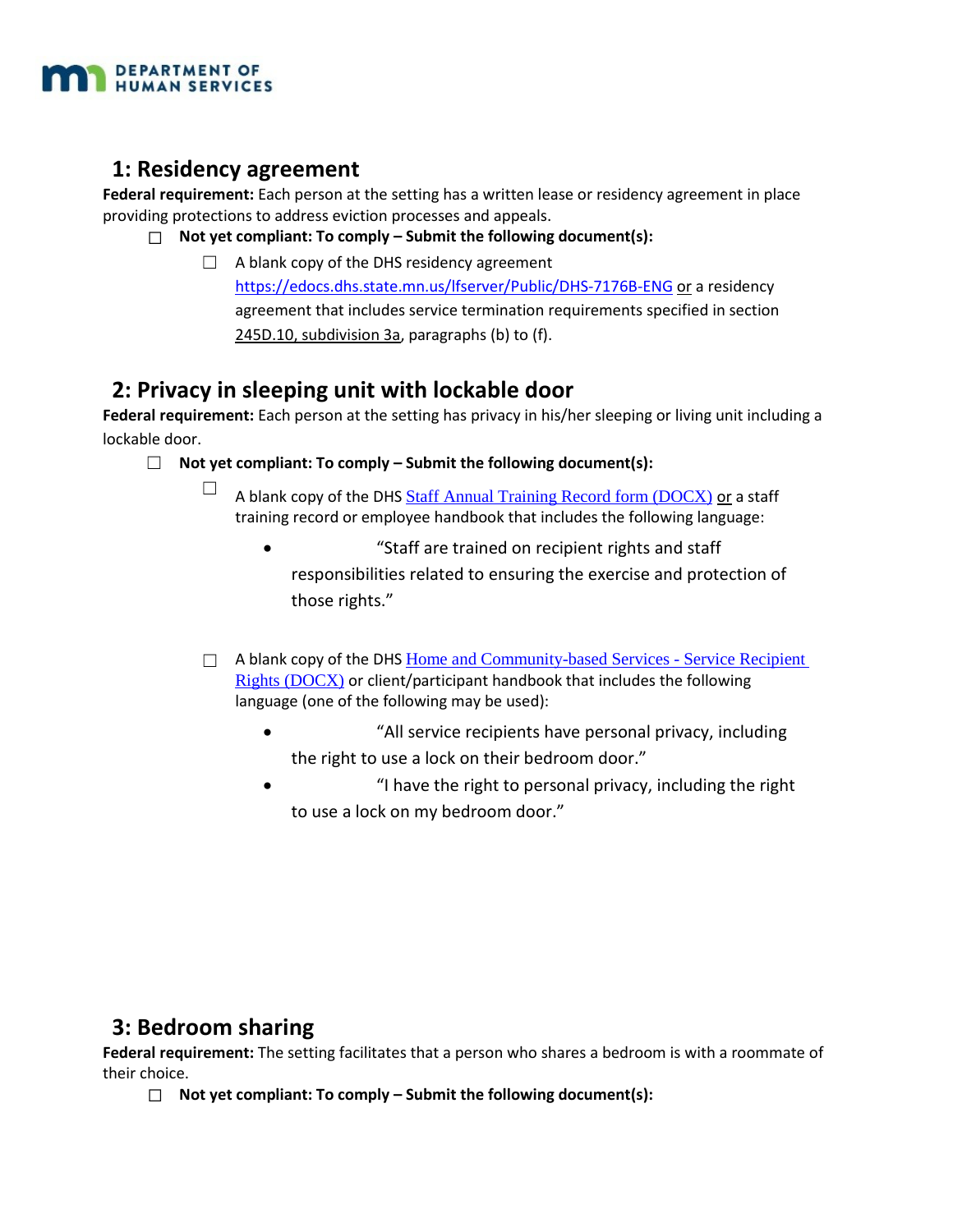## 1: Residency agreement

**Federal requirement:** Each person at the setting has a written lease or residency agreement in place providing protections to address eviction processes and appeals.

- ☐ **Not yet compliant: To comply – Submit the following document(s):**
  - ☐ A blank copy of the DHS residency agreement https://edocs.dhs.state.mn.us/lfserver/Public/DHS-7176B-ENG or a residency agreement that includes service termination requirements specified in section 245D.10, subdivision 3a, paragraphs (b) to (f).

## 2: Privacy in sleeping unit with lockable door

**Federal requirement:** Each person at the setting has privacy in his/her sleeping or living unit including a lockable door.

- ☐ **Not yet compliant: To comply – Submit the following document(s):**
  - ☐ A blank copy of the DHS Staff Annual Training Record form (DOCX) or a staff training record or employee handbook that includes the following language:
    - "Staff are trained on recipient rights and staff responsibilities related to ensuring the exercise and protection of those rights."
  - ☐ A blank copy of the DHS Home and Community-based Services - Service Recipient Rights (DOCX) or client/participant handbook that includes the following language (one of the following may be used):
    - "All service recipients have personal privacy, including the right to use a lock on their bedroom door."
    - "I have the right to personal privacy, including the right to use a lock on my bedroom door."

## 3: Bedroom sharing

**Federal requirement:** The setting facilitates that a person who shares a bedroom is with a roommate of their choice.

- ☐ **Not yet compliant: To comply – Submit the following document(s):**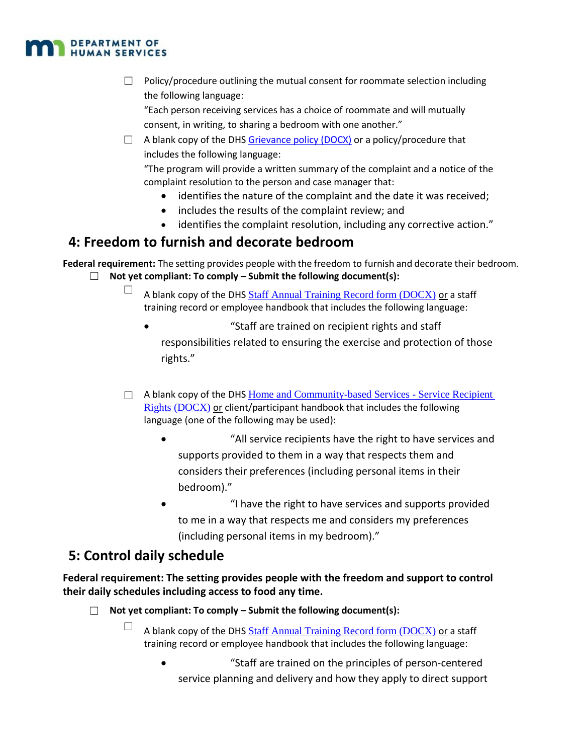- ☐ Policy/procedure outlining the mutual consent for roommate selection including the following language:
  "Each person receiving services has a choice of roommate and will mutually consent, in writing, to sharing a bedroom with one another."
- ☐ A blank copy of the DHS Grievance policy (DOCX) or a policy/procedure that includes the following language:
  "The program will provide a written summary of the complaint and a notice of the complaint resolution to the person and case manager that:
  - identifies the nature of the complaint and the date it was received;
  - includes the results of the complaint review; and
  - identifies the complaint resolution, including any corrective action."

## 4: Freedom to furnish and decorate bedroom

**Federal requirement:** The setting provides people with the freedom to furnish and decorate their bedroom.

☐ **Not yet compliant: To comply – Submit the following document(s):**

- ☐ A blank copy of the DHS Staff Annual Training Record form (DOCX) or a staff training record or employee handbook that includes the following language:
  - "Staff are trained on recipient rights and staff responsibilities related to ensuring the exercise and protection of those rights."
- ☐ A blank copy of the DHS Home and Community-based Services - Service Recipient Rights (DOCX) or client/participant handbook that includes the following language (one of the following may be used):
  - "All service recipients have the right to have services and supports provided to them in a way that respects them and considers their preferences (including personal items in their bedroom)."
  - "I have the right to have services and supports provided to me in a way that respects me and considers my preferences (including personal items in my bedroom)."

## 5: Control daily schedule

**Federal requirement: The setting provides people with the freedom and support to control their daily schedules including access to food any time.**

☐ **Not yet compliant: To comply – Submit the following document(s):**

- ☐ A blank copy of the DHS Staff Annual Training Record form (DOCX) or a staff training record or employee handbook that includes the following language:
  - "Staff are trained on the principles of person-centered service planning and delivery and how they apply to direct support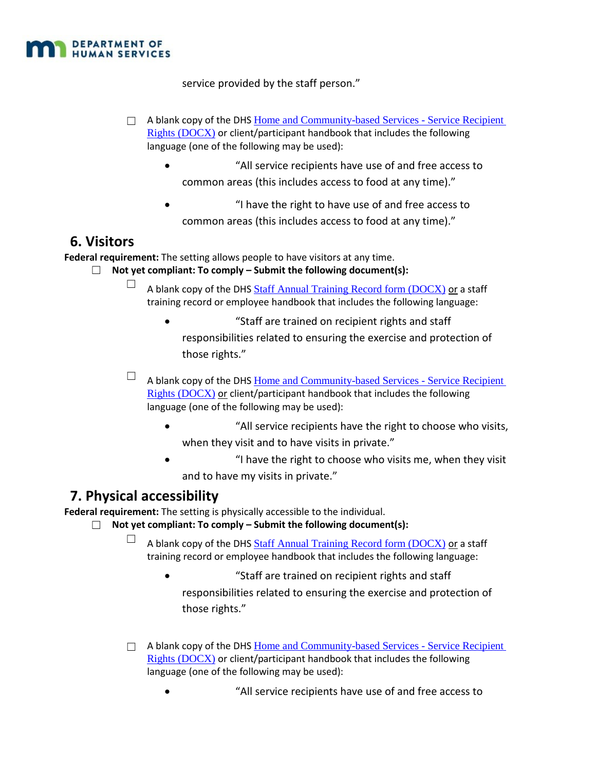service provided by the staff person."

☐ A blank copy of the DHS [Home and Community-based Services - Service Recipient Rights (DOCX)]() or client/participant handbook that includes the following language (one of the following may be used):

- "All service recipients have use of and free access to common areas (this includes access to food at any time)."
- "I have the right to have use of and free access to common areas (this includes access to food at any time)."

## 6. Visitors

**Federal requirement:** The setting allows people to have visitors at any time.

☐ **Not yet compliant: To comply – Submit the following document(s):**

☐ A blank copy of the DHS [Staff Annual Training Record form (DOCX)]() or a staff training record or employee handbook that includes the following language:

- "Staff are trained on recipient rights and staff responsibilities related to ensuring the exercise and protection of those rights."

☐ A blank copy of the DHS [Home and Community-based Services - Service Recipient Rights (DOCX)]() or client/participant handbook that includes the following language (one of the following may be used):

- "All service recipients have the right to choose who visits, when they visit and to have visits in private."
- "I have the right to choose who visits me, when they visit and to have my visits in private."

## 7. Physical accessibility

**Federal requirement:** The setting is physically accessible to the individual.

☐ **Not yet compliant: To comply – Submit the following document(s):**

☐ A blank copy of the DHS [Staff Annual Training Record form (DOCX)]() or a staff training record or employee handbook that includes the following language:

- "Staff are trained on recipient rights and staff responsibilities related to ensuring the exercise and protection of those rights."

☐ A blank copy of the DHS [Home and Community-based Services - Service Recipient Rights (DOCX)]() or client/participant handbook that includes the following language (one of the following may be used):

- "All service recipients have use of and free access to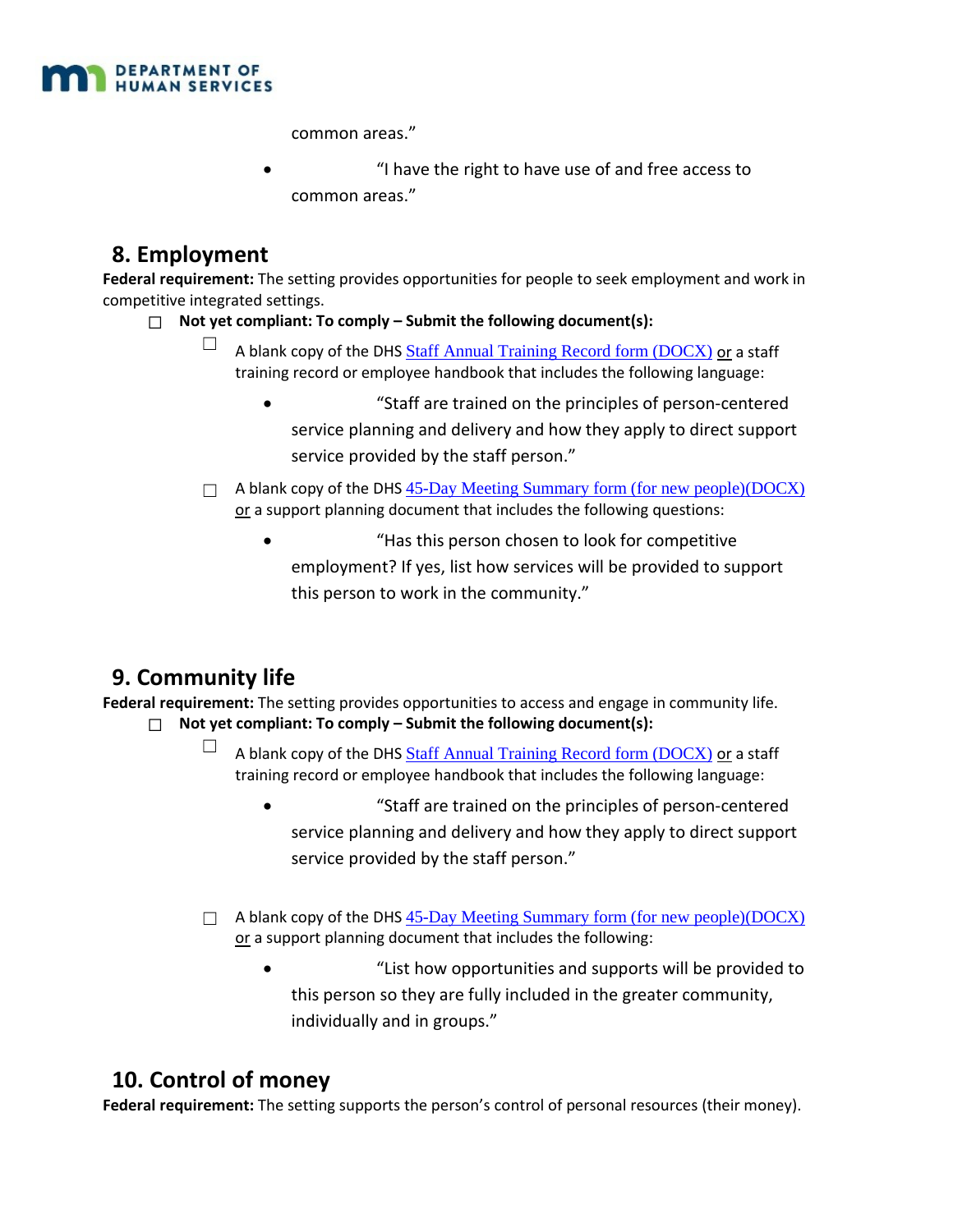common areas."

- "I have the right to have use of and free access to common areas."

## 8. Employment

**Federal requirement:** The setting provides opportunities for people to seek employment and work in competitive integrated settings.

- ☐ **Not yet compliant: To comply – Submit the following document(s):**
  - ☐ A blank copy of the DHS Staff Annual Training Record form (DOCX) or a staff training record or employee handbook that includes the following language:
    - "Staff are trained on the principles of person-centered service planning and delivery and how they apply to direct support service provided by the staff person."
  - ☐ A blank copy of the DHS 45-Day Meeting Summary form (for new people)(DOCX) or a support planning document that includes the following questions:
    - "Has this person chosen to look for competitive employment? If yes, list how services will be provided to support this person to work in the community."

## 9. Community life

**Federal requirement:** The setting provides opportunities to access and engage in community life.

- ☐ **Not yet compliant: To comply – Submit the following document(s):**
  - ☐ A blank copy of the DHS Staff Annual Training Record form (DOCX) or a staff training record or employee handbook that includes the following language:
    - "Staff are trained on the principles of person-centered service planning and delivery and how they apply to direct support service provided by the staff person."
  - ☐ A blank copy of the DHS 45-Day Meeting Summary form (for new people)(DOCX) or a support planning document that includes the following:
    - "List how opportunities and supports will be provided to this person so they are fully included in the greater community, individually and in groups."

## 10. Control of money

**Federal requirement:** The setting supports the person's control of personal resources (their money).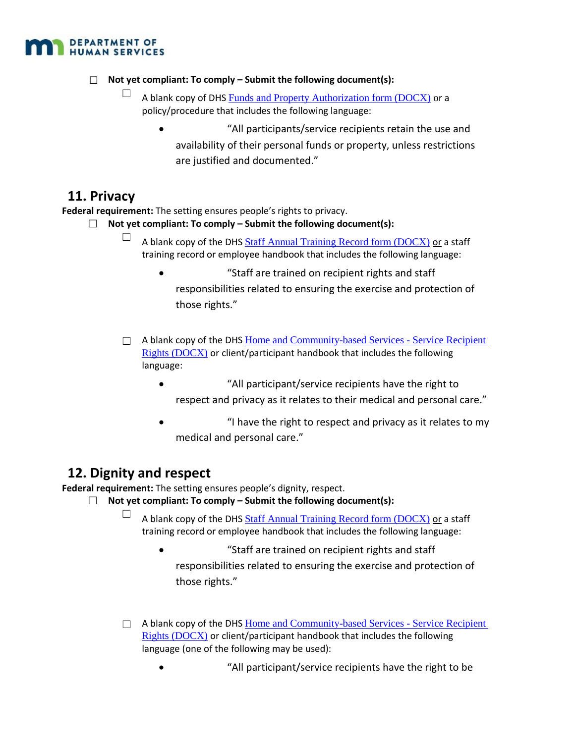- ☐ **Not yet compliant: To comply – Submit the following document(s):**
  - ☐ A blank copy of DHS Funds and Property Authorization form (DOCX) or a policy/procedure that includes the following language:
    - “All participants/service recipients retain the use and availability of their personal funds or property, unless restrictions are justified and documented.”

## 11. Privacy

**Federal requirement:** The setting ensures people’s rights to privacy.

- ☐ **Not yet compliant: To comply – Submit the following document(s):**
  - ☐ A blank copy of the DHS Staff Annual Training Record form (DOCX) or a staff training record or employee handbook that includes the following language:
    - “Staff are trained on recipient rights and staff responsibilities related to ensuring the exercise and protection of those rights.”
  - ☐ A blank copy of the DHS Home and Community-based Services - Service Recipient Rights (DOCX) or client/participant handbook that includes the following language:
    - “All participant/service recipients have the right to respect and privacy as it relates to their medical and personal care.”
    - “I have the right to respect and privacy as it relates to my medical and personal care.”

## 12. Dignity and respect

**Federal requirement:** The setting ensures people’s dignity, respect.

- ☐ **Not yet compliant: To comply – Submit the following document(s):**
  - ☐ A blank copy of the DHS Staff Annual Training Record form (DOCX) or a staff training record or employee handbook that includes the following language:
    - “Staff are trained on recipient rights and staff responsibilities related to ensuring the exercise and protection of those rights.”
  - ☐ A blank copy of the DHS Home and Community-based Services - Service Recipient Rights (DOCX) or client/participant handbook that includes the following language (one of the following may be used):
    - “All participant/service recipients have the right to be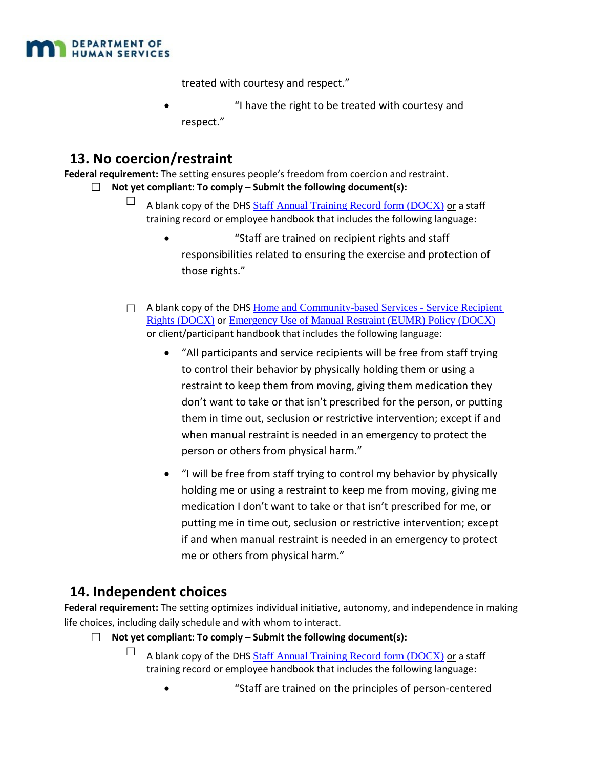treated with courtesy and respect."

- "I have the right to be treated with courtesy and respect."

## 13. No coercion/restraint

**Federal requirement:** The setting ensures people's freedom from coercion and restraint.

- ☐ **Not yet compliant: To comply – Submit the following document(s):**
  - ☐ A blank copy of the DHS Staff Annual Training Record form (DOCX) or a staff training record or employee handbook that includes the following language:
    - "Staff are trained on recipient rights and staff responsibilities related to ensuring the exercise and protection of those rights."
  - ☐ A blank copy of the DHS Home and Community-based Services - Service Recipient Rights (DOCX) or Emergency Use of Manual Restraint (EUMR) Policy (DOCX) or client/participant handbook that includes the following language:
    - "All participants and service recipients will be free from staff trying to control their behavior by physically holding them or using a restraint to keep them from moving, giving them medication they don't want to take or that isn't prescribed for the person, or putting them in time out, seclusion or restrictive intervention; except if and when manual restraint is needed in an emergency to protect the person or others from physical harm."
    - "I will be free from staff trying to control my behavior by physically holding me or using a restraint to keep me from moving, giving me medication I don't want to take or that isn't prescribed for me, or putting me in time out, seclusion or restrictive intervention; except if and when manual restraint is needed in an emergency to protect me or others from physical harm."

## 14. Independent choices

**Federal requirement:** The setting optimizes individual initiative, autonomy, and independence in making life choices, including daily schedule and with whom to interact.

- ☐ **Not yet compliant: To comply – Submit the following document(s):**
  - ☐ A blank copy of the DHS Staff Annual Training Record form (DOCX) or a staff training record or employee handbook that includes the following language:
    - "Staff are trained on the principles of person-centered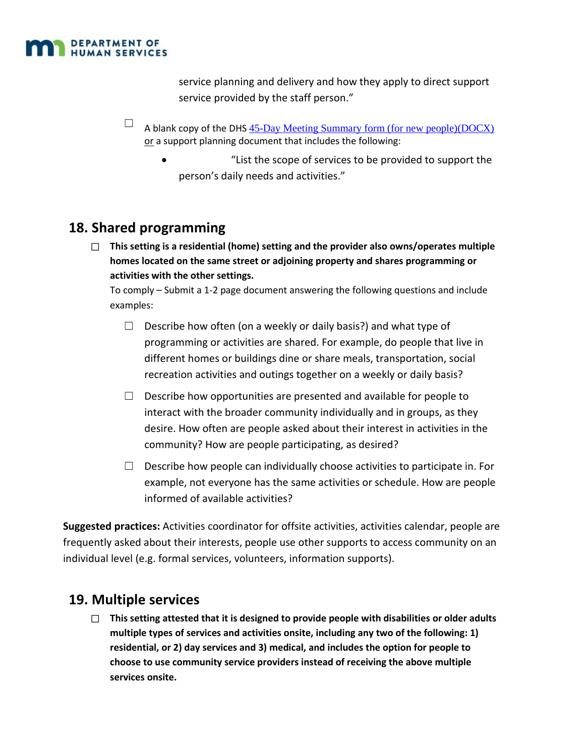service planning and delivery and how they apply to direct support service provided by the staff person."

☐ A blank copy of the DHS 45-Day Meeting Summary form (for new people)(DOCX) or a support planning document that includes the following:

- "List the scope of services to be provided to support the person's daily needs and activities."

## 18. Shared programming

☐ **This setting is a residential (home) setting and the provider also owns/operates multiple homes located on the same street or adjoining property and shares programming or activities with the other settings.**

To comply – Submit a 1-2 page document answering the following questions and include examples:

- ☐ Describe how often (on a weekly or daily basis?) and what type of programming or activities are shared. For example, do people that live in different homes or buildings dine or share meals, transportation, social recreation activities and outings together on a weekly or daily basis?
- ☐ Describe how opportunities are presented and available for people to interact with the broader community individually and in groups, as they desire. How often are people asked about their interest in activities in the community? How are people participating, as desired?
- ☐ Describe how people can individually choose activities to participate in. For example, not everyone has the same activities or schedule. How are people informed of available activities?

**Suggested practices:** Activities coordinator for offsite activities, activities calendar, people are frequently asked about their interests, people use other supports to access community on an individual level (e.g. formal services, volunteers, information supports).

## 19. Multiple services

☐ **This setting attested that it is designed to provide people with disabilities or older adults multiple types of services and activities onsite, including any two of the following: 1) residential, or 2) day services and 3) medical, and includes the option for people to choose to use community service providers instead of receiving the above multiple services onsite.**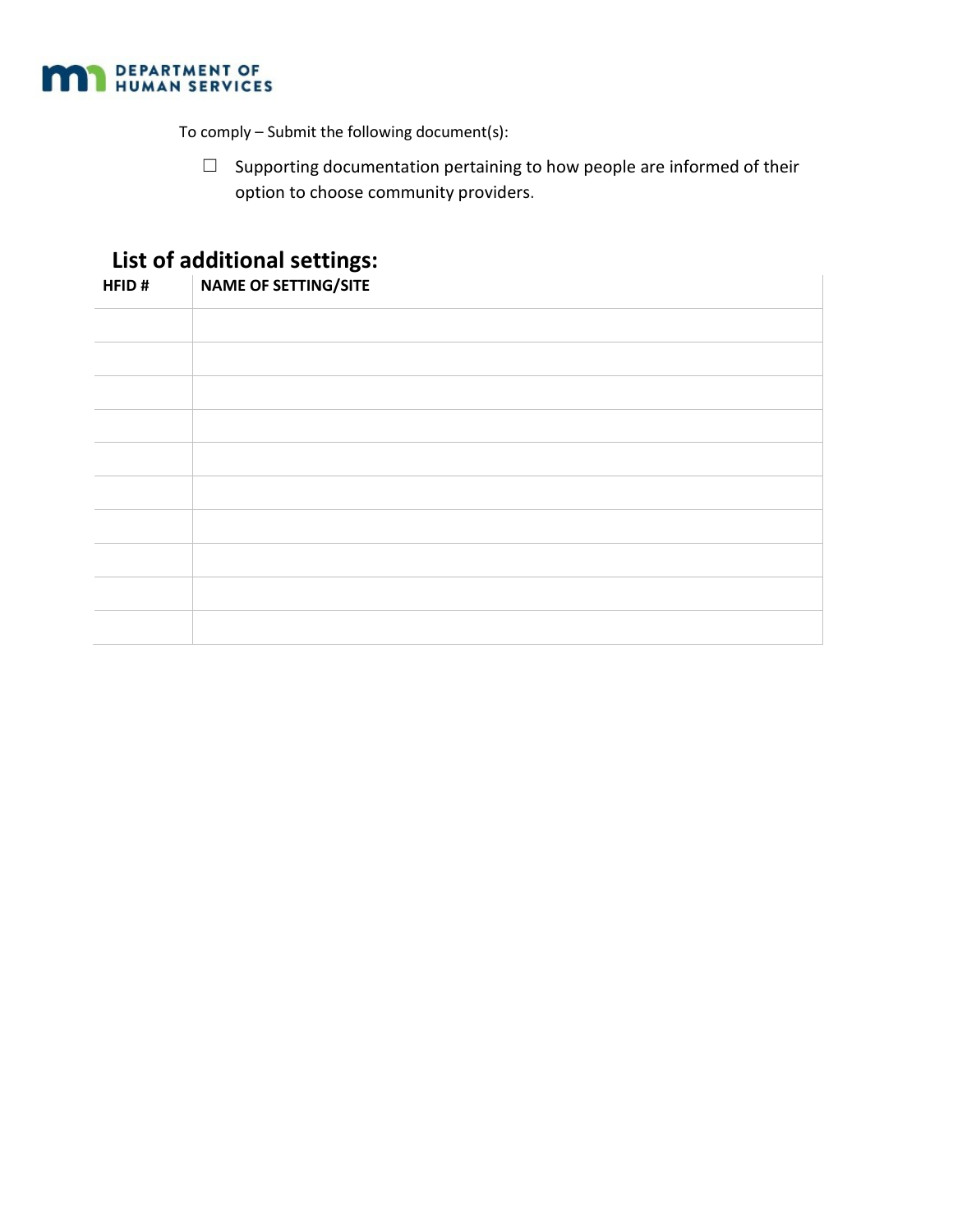To comply – Submit the following document(s):

☐ Supporting documentation pertaining to how people are informed of their option to choose community providers.

## List of additional settings:

| HFID # | NAME OF SETTING/SITE |
|---|---|
| | |
| | |
| | |
| | |
| | |
| | |
| | |
| | |
| | |
| | |